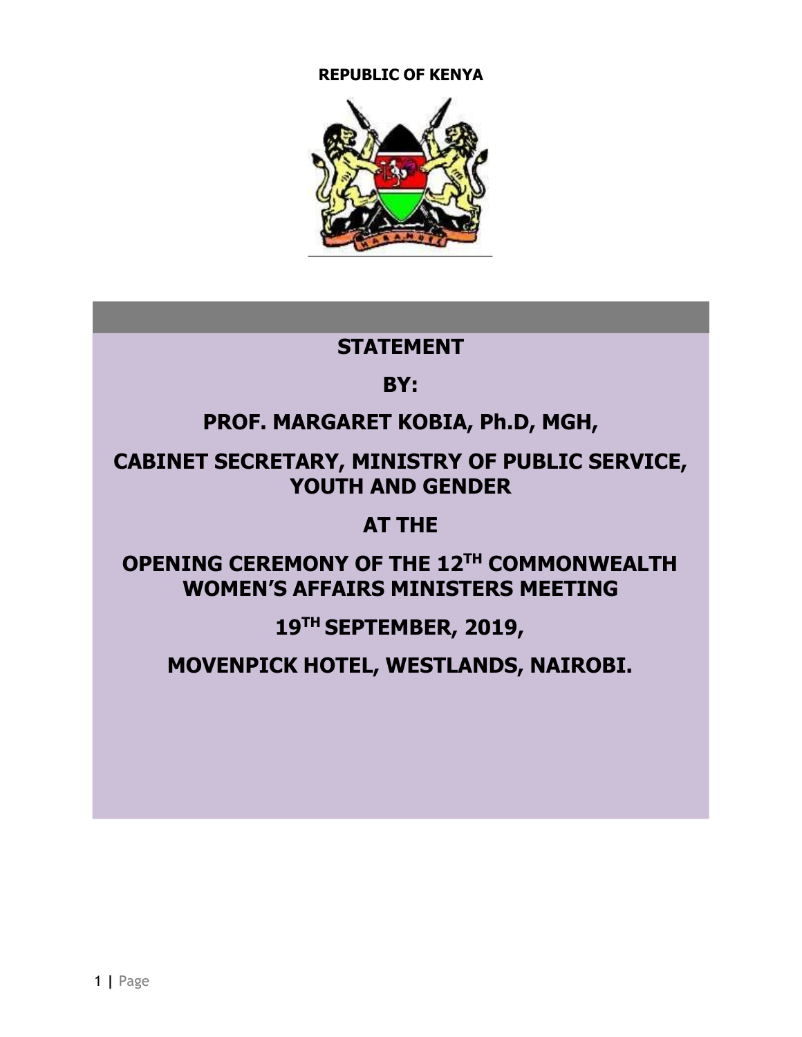**REPUBLIC OF KENYA**

# STATEMENT

# BY:

# PROF. MARGARET KOBIA, Ph.D, MGH,

# CABINET SECRETARY, MINISTRY OF PUBLIC SERVICE, YOUTH AND GENDER

# AT THE

# OPENING CEREMONY OF THE 12TH COMMONWEALTH WOMEN'S AFFAIRS MINISTERS MEETING

# 19TH SEPTEMBER, 2019,

# MOVENPICK HOTEL, WESTLANDS, NAIROBI.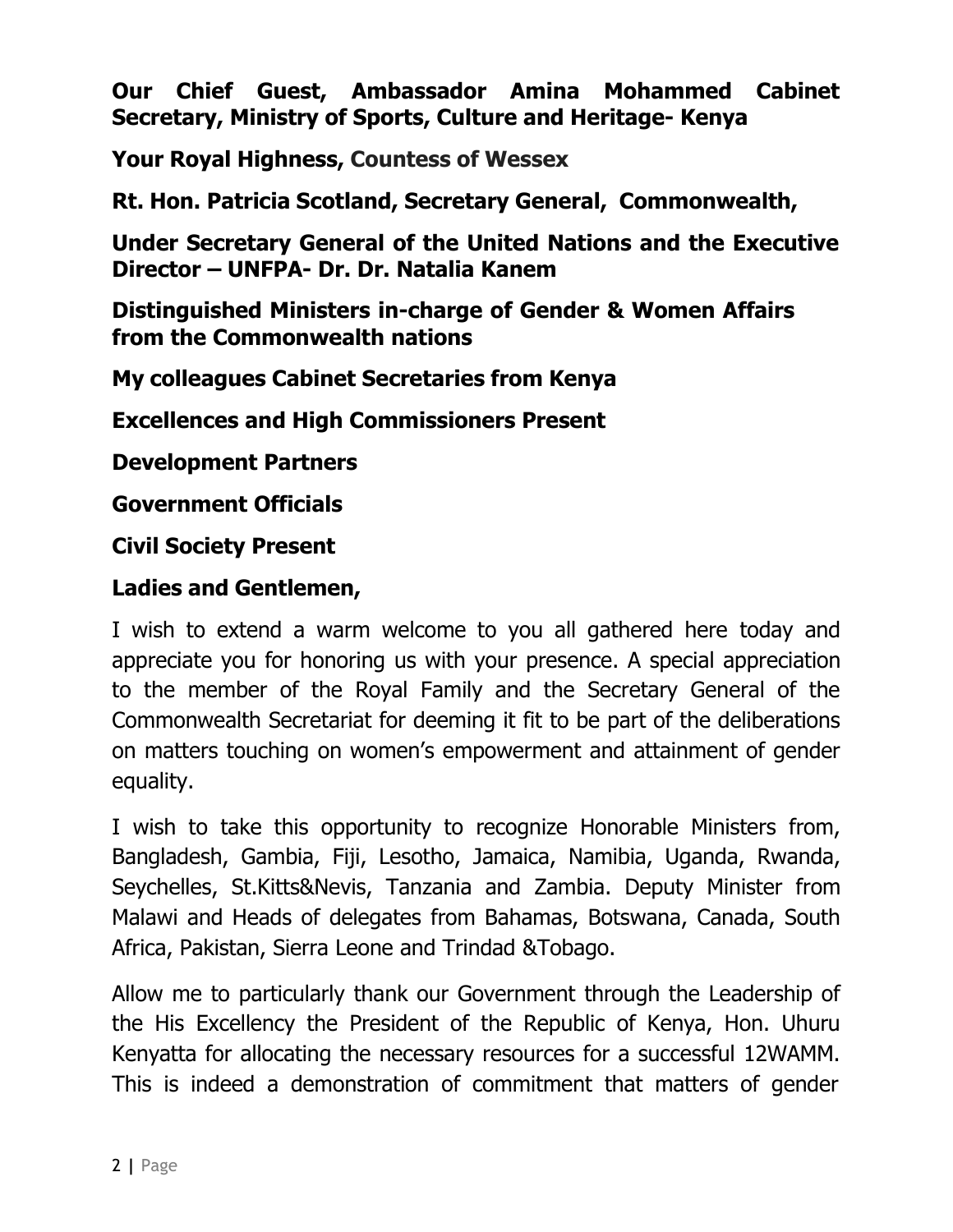**Our Chief Guest, Ambassador Amina Mohammed Cabinet Secretary, Ministry of Sports, Culture and Heritage- Kenya**

**Your Royal Highness, Countess of Wessex**

**Rt. Hon. Patricia Scotland, Secretary General, Commonwealth,**

**Under Secretary General of the United Nations and the Executive Director – UNFPA- Dr. Dr. Natalia Kanem**

**Distinguished Ministers in-charge of Gender & Women Affairs from the Commonwealth nations**

**My colleagues Cabinet Secretaries from Kenya**

**Excellences and High Commissioners Present**

**Development Partners**

**Government Officials**

**Civil Society Present**

**Ladies and Gentlemen,**

I wish to extend a warm welcome to you all gathered here today and appreciate you for honoring us with your presence. A special appreciation to the member of the Royal Family and the Secretary General of the Commonwealth Secretariat for deeming it fit to be part of the deliberations on matters touching on women's empowerment and attainment of gender equality.

I wish to take this opportunity to recognize Honorable Ministers from, Bangladesh, Gambia, Fiji, Lesotho, Jamaica, Namibia, Uganda, Rwanda, Seychelles, St.Kitts&Nevis, Tanzania and Zambia. Deputy Minister from Malawi and Heads of delegates from Bahamas, Botswana, Canada, South Africa, Pakistan, Sierra Leone and Trindad &Tobago.

Allow me to particularly thank our Government through the Leadership of the His Excellency the President of the Republic of Kenya, Hon. Uhuru Kenyatta for allocating the necessary resources for a successful 12WAMM. This is indeed a demonstration of commitment that matters of gender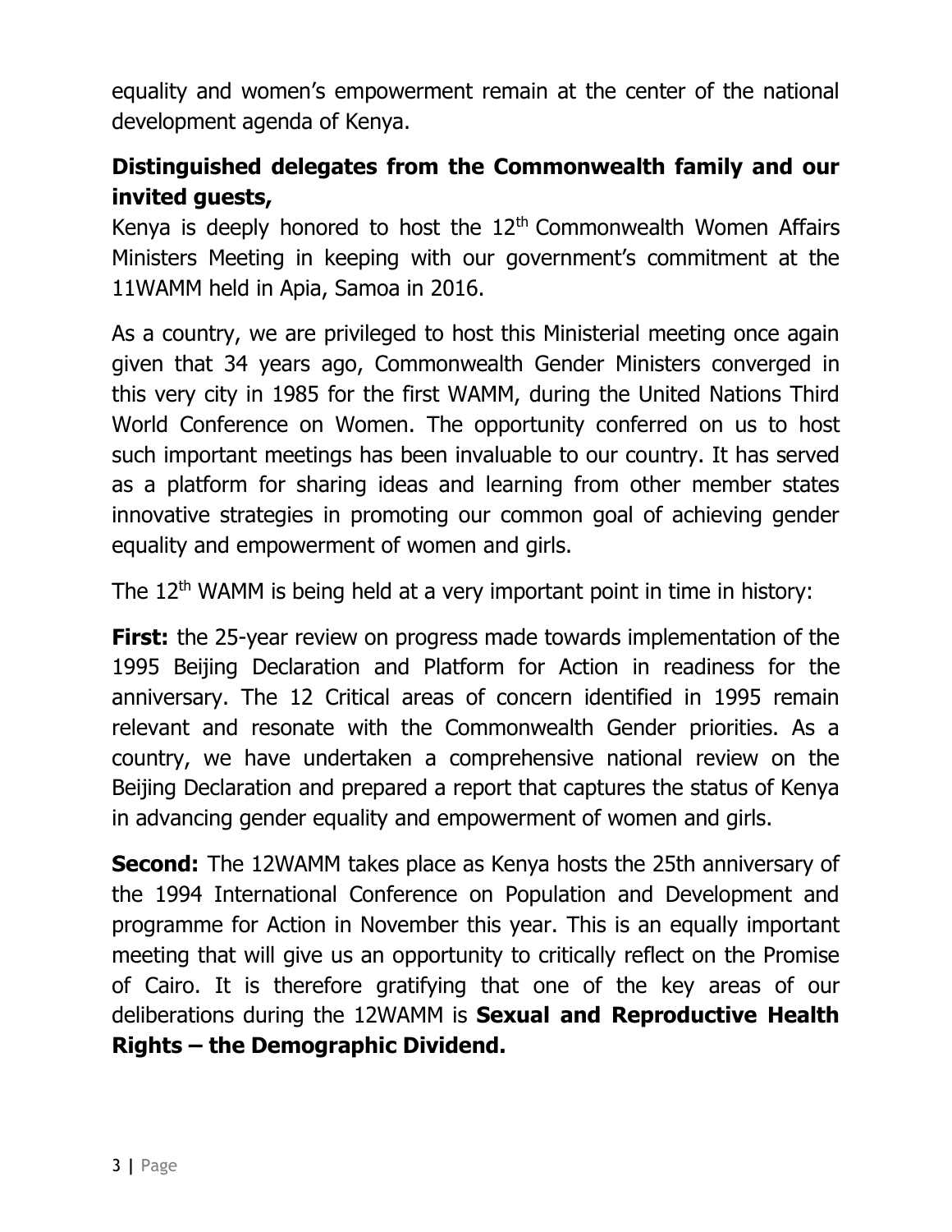equality and women's empowerment remain at the center of the national development agenda of Kenya.

**Distinguished delegates from the Commonwealth family and our invited guests,**

Kenya is deeply honored to host the 12th Commonwealth Women Affairs Ministers Meeting in keeping with our government's commitment at the 11WAMM held in Apia, Samoa in 2016.

As a country, we are privileged to host this Ministerial meeting once again given that 34 years ago, Commonwealth Gender Ministers converged in this very city in 1985 for the first WAMM, during the United Nations Third World Conference on Women. The opportunity conferred on us to host such important meetings has been invaluable to our country. It has served as a platform for sharing ideas and learning from other member states innovative strategies in promoting our common goal of achieving gender equality and empowerment of women and girls.

The 12th WAMM is being held at a very important point in time in history:

**First:** the 25-year review on progress made towards implementation of the 1995 Beijing Declaration and Platform for Action in readiness for the anniversary. The 12 Critical areas of concern identified in 1995 remain relevant and resonate with the Commonwealth Gender priorities. As a country, we have undertaken a comprehensive national review on the Beijing Declaration and prepared a report that captures the status of Kenya in advancing gender equality and empowerment of women and girls.

**Second:** The 12WAMM takes place as Kenya hosts the 25th anniversary of the 1994 International Conference on Population and Development and programme for Action in November this year. This is an equally important meeting that will give us an opportunity to critically reflect on the Promise of Cairo. It is therefore gratifying that one of the key areas of our deliberations during the 12WAMM is **Sexual and Reproductive Health Rights – the Demographic Dividend.**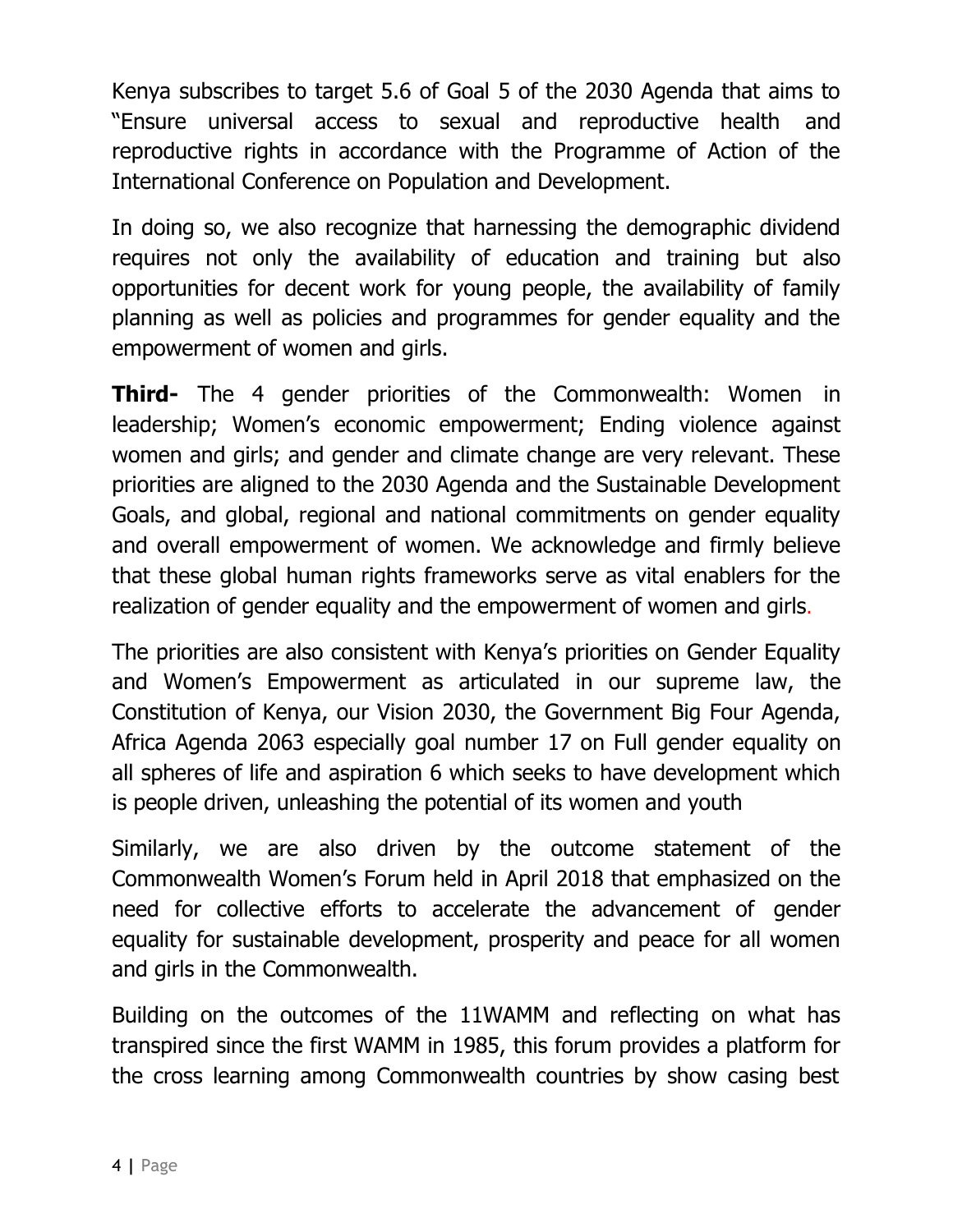Kenya subscribes to target 5.6 of Goal 5 of the 2030 Agenda that aims to "Ensure universal access to sexual and reproductive health and reproductive rights in accordance with the Programme of Action of the International Conference on Population and Development.

In doing so, we also recognize that harnessing the demographic dividend requires not only the availability of education and training but also opportunities for decent work for young people, the availability of family planning as well as policies and programmes for gender equality and the empowerment of women and girls.

**Third-** The 4 gender priorities of the Commonwealth: Women in leadership; Women's economic empowerment; Ending violence against women and girls; and gender and climate change are very relevant. These priorities are aligned to the 2030 Agenda and the Sustainable Development Goals, and global, regional and national commitments on gender equality and overall empowerment of women. We acknowledge and firmly believe that these global human rights frameworks serve as vital enablers for the realization of gender equality and the empowerment of women and girls.

The priorities are also consistent with Kenya's priorities on Gender Equality and Women's Empowerment as articulated in our supreme law, the Constitution of Kenya, our Vision 2030, the Government Big Four Agenda, Africa Agenda 2063 especially goal number 17 on Full gender equality on all spheres of life and aspiration 6 which seeks to have development which is people driven, unleashing the potential of its women and youth

Similarly, we are also driven by the outcome statement of the Commonwealth Women's Forum held in April 2018 that emphasized on the need for collective efforts to accelerate the advancement of gender equality for sustainable development, prosperity and peace for all women and girls in the Commonwealth.

Building on the outcomes of the 11WAMM and reflecting on what has transpired since the first WAMM in 1985, this forum provides a platform for the cross learning among Commonwealth countries by show casing best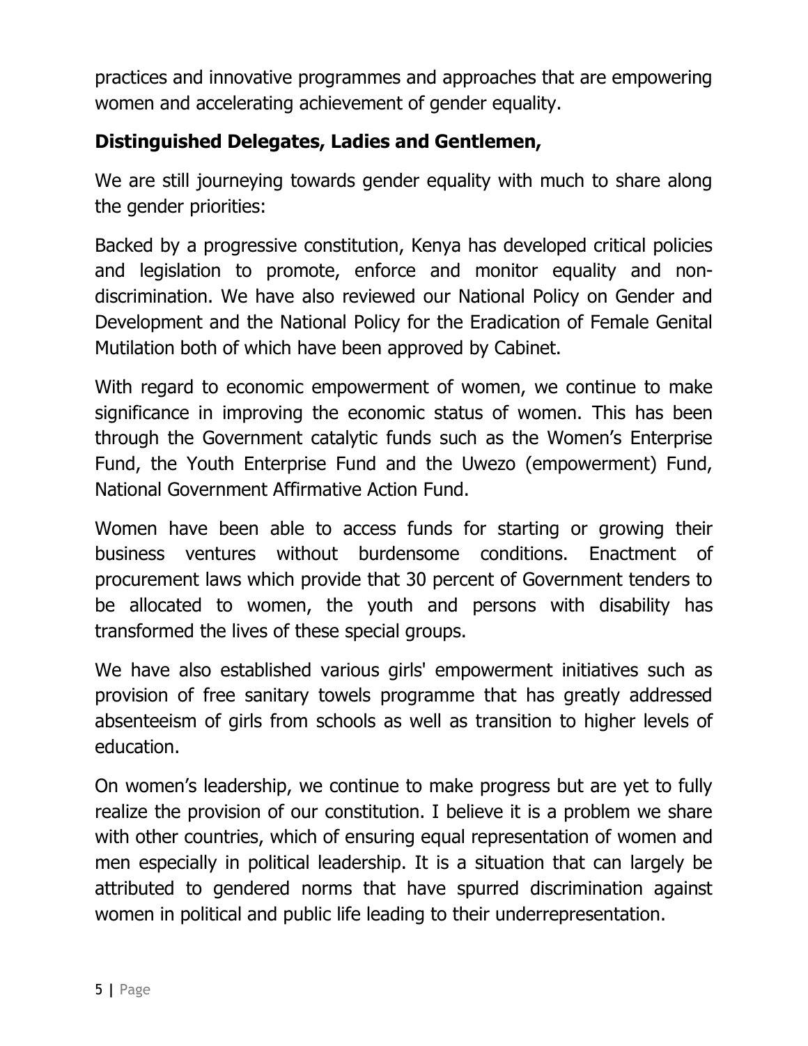practices and innovative programmes and approaches that are empowering women and accelerating achievement of gender equality.

**Distinguished Delegates, Ladies and Gentlemen,**

We are still journeying towards gender equality with much to share along the gender priorities:

Backed by a progressive constitution, Kenya has developed critical policies and legislation to promote, enforce and monitor equality and non-discrimination. We have also reviewed our National Policy on Gender and Development and the National Policy for the Eradication of Female Genital Mutilation both of which have been approved by Cabinet.

With regard to economic empowerment of women, we continue to make significance in improving the economic status of women. This has been through the Government catalytic funds such as the Women's Enterprise Fund, the Youth Enterprise Fund and the Uwezo (empowerment) Fund, National Government Affirmative Action Fund.

Women have been able to access funds for starting or growing their business ventures without burdensome conditions. Enactment of procurement laws which provide that 30 percent of Government tenders to be allocated to women, the youth and persons with disability has transformed the lives of these special groups.

We have also established various girls' empowerment initiatives such as provision of free sanitary towels programme that has greatly addressed absenteeism of girls from schools as well as transition to higher levels of education.

On women's leadership, we continue to make progress but are yet to fully realize the provision of our constitution. I believe it is a problem we share with other countries, which of ensuring equal representation of women and men especially in political leadership. It is a situation that can largely be attributed to gendered norms that have spurred discrimination against women in political and public life leading to their underrepresentation.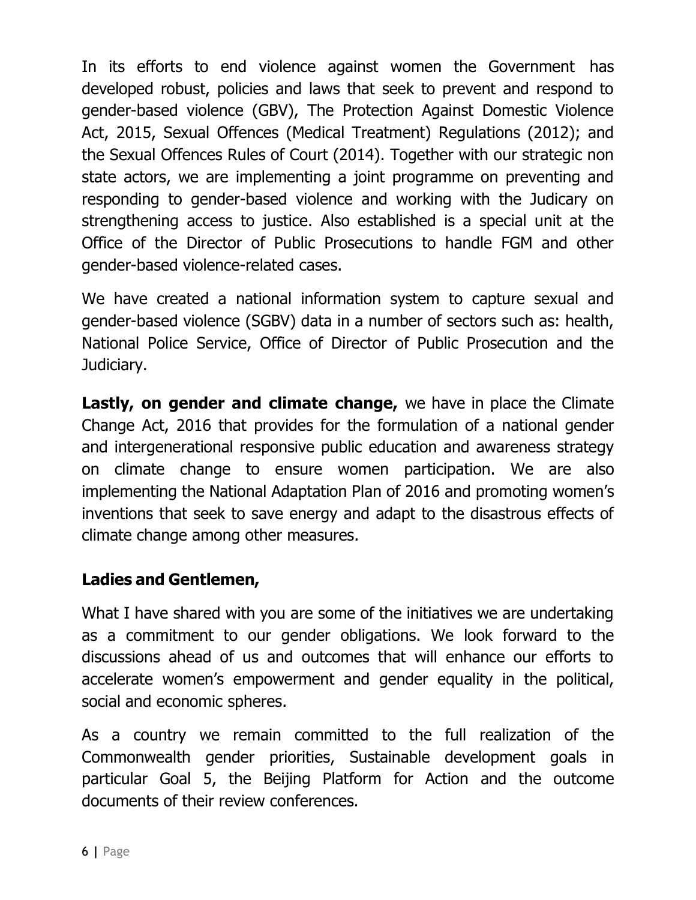In its efforts to end violence against women the Government has developed robust, policies and laws that seek to prevent and respond to gender-based violence (GBV), The Protection Against Domestic Violence Act, 2015, Sexual Offences (Medical Treatment) Regulations (2012); and the Sexual Offences Rules of Court (2014). Together with our strategic non state actors, we are implementing a joint programme on preventing and responding to gender-based violence and working with the Judicary on strengthening access to justice. Also established is a special unit at the Office of the Director of Public Prosecutions to handle FGM and other gender-based violence-related cases.

We have created a national information system to capture sexual and gender-based violence (SGBV) data in a number of sectors such as: health, National Police Service, Office of Director of Public Prosecution and the Judiciary.

**Lastly, on gender and climate change,** we have in place the Climate Change Act, 2016 that provides for the formulation of a national gender and intergenerational responsive public education and awareness strategy on climate change to ensure women participation. We are also implementing the National Adaptation Plan of 2016 and promoting women's inventions that seek to save energy and adapt to the disastrous effects of climate change among other measures.

**Ladies and Gentlemen,**

What I have shared with you are some of the initiatives we are undertaking as a commitment to our gender obligations. We look forward to the discussions ahead of us and outcomes that will enhance our efforts to accelerate women's empowerment and gender equality in the political, social and economic spheres.

As a country we remain committed to the full realization of the Commonwealth gender priorities, Sustainable development goals in particular Goal 5, the Beijing Platform for Action and the outcome documents of their review conferences.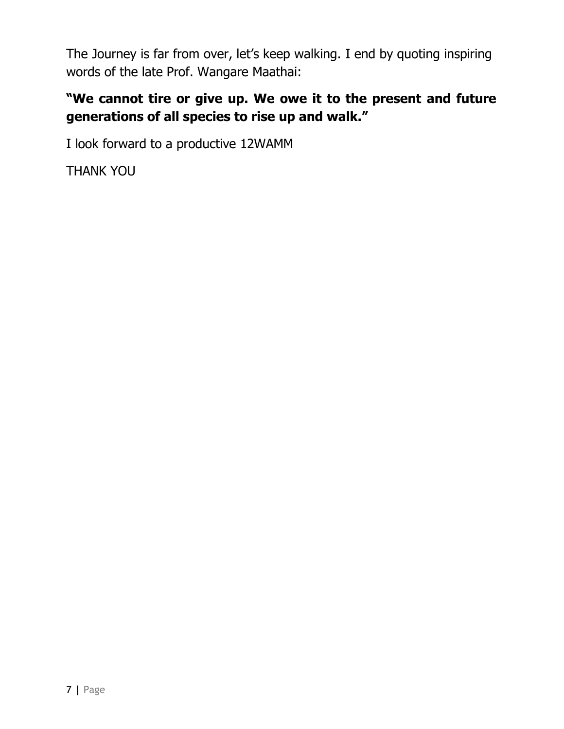The Journey is far from over, let's keep walking. I end by quoting inspiring words of the late Prof. Wangare Maathai:

**"We cannot tire or give up. We owe it to the present and future generations of all species to rise up and walk."**

I look forward to a productive 12WAMM

THANK YOU